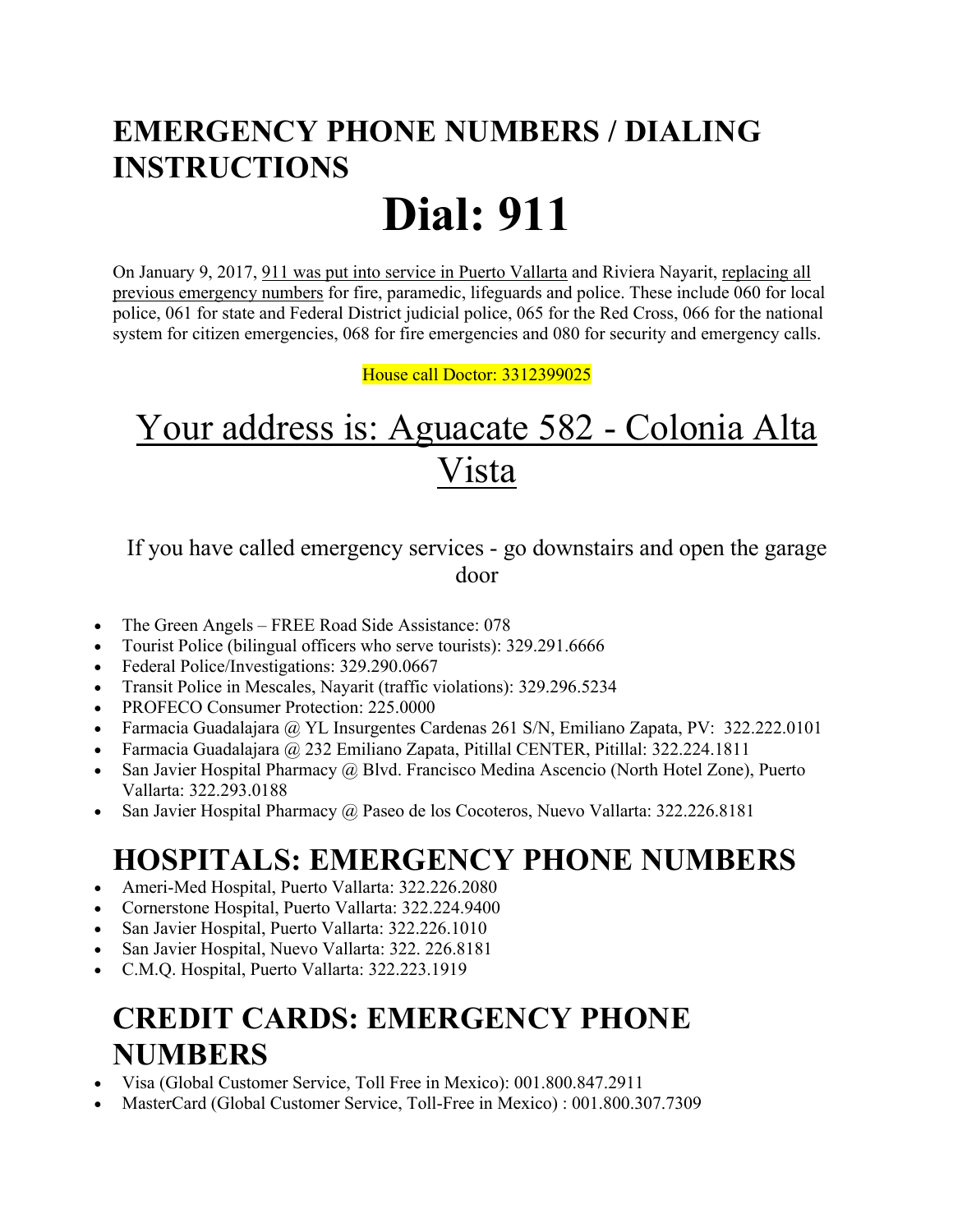# EMERGENCY PHONE NUMBERS / DIALING INSTRUCTIONS

# Dial: 911

On January 9, 2017, 911 was put into service in Puerto Vallarta and Riviera Nayarit, replacing all previous emergency numbers for fire, paramedic, lifeguards and police. These include 060 for local police, 061 for state and Federal District judicial police, 065 for the Red Cross, 066 for the national system for citizen emergencies, 068 for fire emergencies and 080 for security and emergency calls.

House call Doctor: 3312399025

## Your address is: Aguacate 582 - Colonia Alta Vista

If you have called emergency services - go downstairs and open the garage door

- The Green Angels – FREE Road Side Assistance: 078
- Tourist Police (bilingual officers who serve tourists): 329.291.6666
- Federal Police/Investigations: 329.290.0667
- Transit Police in Mescales, Nayarit (traffic violations): 329.296.5234
- PROFECO Consumer Protection: 225.0000
- Farmacia Guadalajara @ YL Insurgentes Cardenas 261 S/N, Emiliano Zapata, PV: 322.222.0101
- Farmacia Guadalajara @ 232 Emiliano Zapata, Pitillal CENTER, Pitillal: 322.224.1811
- San Javier Hospital Pharmacy @ Blvd. Francisco Medina Ascencio (North Hotel Zone), Puerto Vallarta: 322.293.0188
- San Javier Hospital Pharmacy @ Paseo de los Cocoteros, Nuevo Vallarta: 322.226.8181

## HOSPITALS: EMERGENCY PHONE NUMBERS

- Ameri-Med Hospital, Puerto Vallarta: 322.226.2080
- Cornerstone Hospital, Puerto Vallarta: 322.224.9400
- San Javier Hospital, Puerto Vallarta: 322.226.1010
- San Javier Hospital, Nuevo Vallarta: 322. 226.8181
- C.M.Q. Hospital, Puerto Vallarta: 322.223.1919

## CREDIT CARDS: EMERGENCY PHONE NUMBERS

- Visa (Global Customer Service, Toll Free in Mexico): 001.800.847.2911
- MasterCard (Global Customer Service, Toll-Free in Mexico) : 001.800.307.7309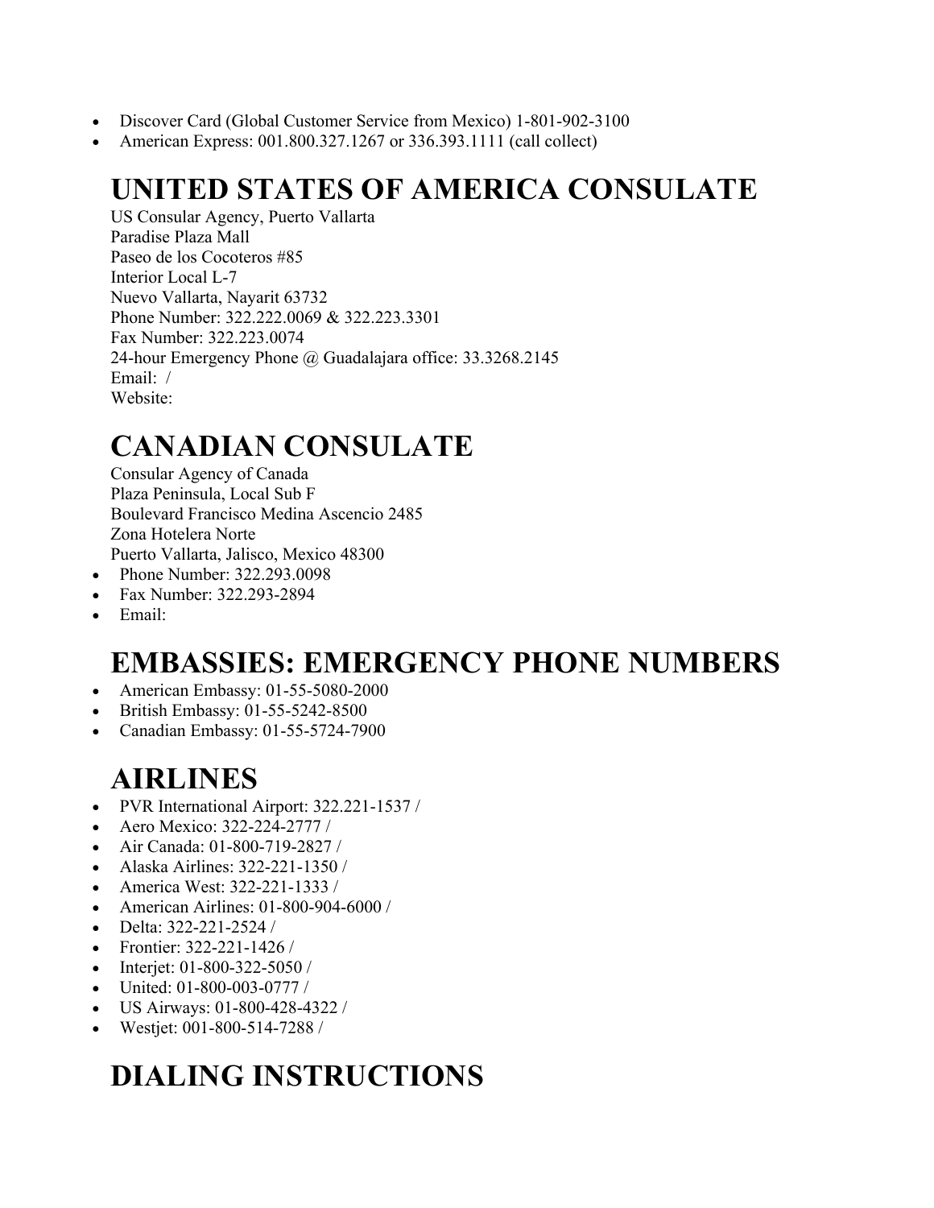- Discover Card (Global Customer Service from Mexico) 1-801-902-3100
- American Express: 001.800.327.1267 or 336.393.1111 (call collect)

# UNITED STATES OF AMERICA CONSULATE

US Consular Agency, Puerto Vallarta
Paradise Plaza Mall
Paseo de los Cocoteros #85
Interior Local L-7
Nuevo Vallarta, Nayarit 63732
Phone Number: 322.222.0069 & 322.223.3301
Fax Number: 322.223.0074
24-hour Emergency Phone @ Guadalajara office: 33.3268.2145
Email: /
Website:

# CANADIAN CONSULATE

Consular Agency of Canada
Plaza Peninsula, Local Sub F
Boulevard Francisco Medina Ascencio 2485
Zona Hotelera Norte
Puerto Vallarta, Jalisco, Mexico 48300

- Phone Number: 322.293.0098
- Fax Number: 322.293-2894
- Email:

# EMBASSIES: EMERGENCY PHONE NUMBERS

- American Embassy: 01-55-5080-2000
- British Embassy: 01-55-5242-8500
- Canadian Embassy: 01-55-5724-7900

# AIRLINES

- PVR International Airport: 322.221-1537 /
- Aero Mexico: 322-224-2777 /
- Air Canada: 01-800-719-2827 /
- Alaska Airlines: 322-221-1350 /
- America West: 322-221-1333 /
- American Airlines: 01-800-904-6000 /
- Delta: 322-221-2524 /
- Frontier: 322-221-1426 /
- Interjet: 01-800-322-5050 /
- United: 01-800-003-0777 /
- US Airways: 01-800-428-4322 /
- Westjet: 001-800-514-7288 /

# DIALING INSTRUCTIONS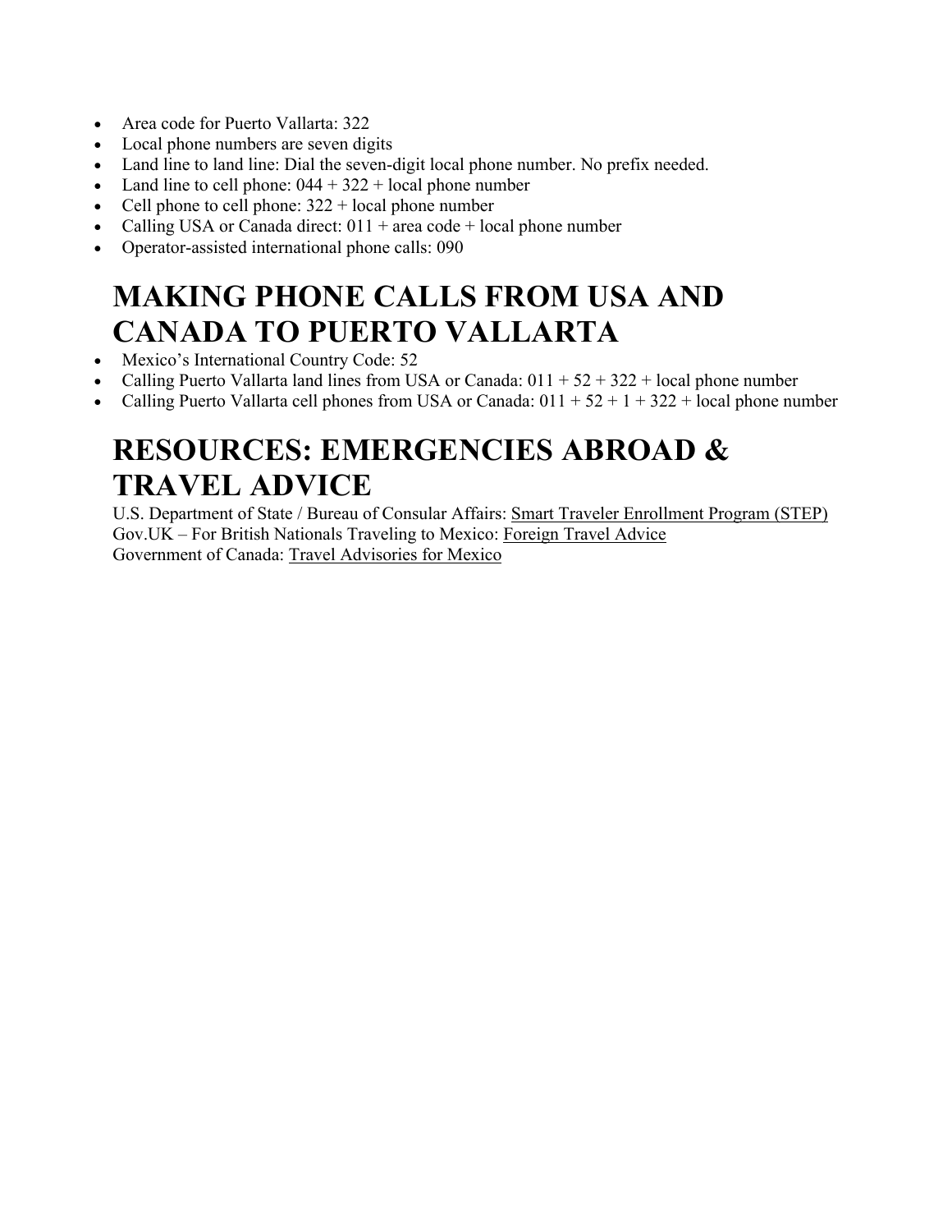- Area code for Puerto Vallarta: 322
- Local phone numbers are seven digits
- Land line to land line: Dial the seven-digit local phone number. No prefix needed.
- Land line to cell phone: 044 + 322 + local phone number
- Cell phone to cell phone: 322 + local phone number
- Calling USA or Canada direct: 011 + area code + local phone number
- Operator-assisted international phone calls: 090

# MAKING PHONE CALLS FROM USA AND CANADA TO PUERTO VALLARTA

- Mexico's International Country Code: 52
- Calling Puerto Vallarta land lines from USA or Canada: 011 + 52 + 322 + local phone number
- Calling Puerto Vallarta cell phones from USA or Canada: 011 + 52 + 1 + 322 + local phone number

# RESOURCES: EMERGENCIES ABROAD & TRAVEL ADVICE

U.S. Department of State / Bureau of Consular Affairs: Smart Traveler Enrollment Program (STEP)
Gov.UK – For British Nationals Traveling to Mexico: Foreign Travel Advice
Government of Canada: Travel Advisories for Mexico